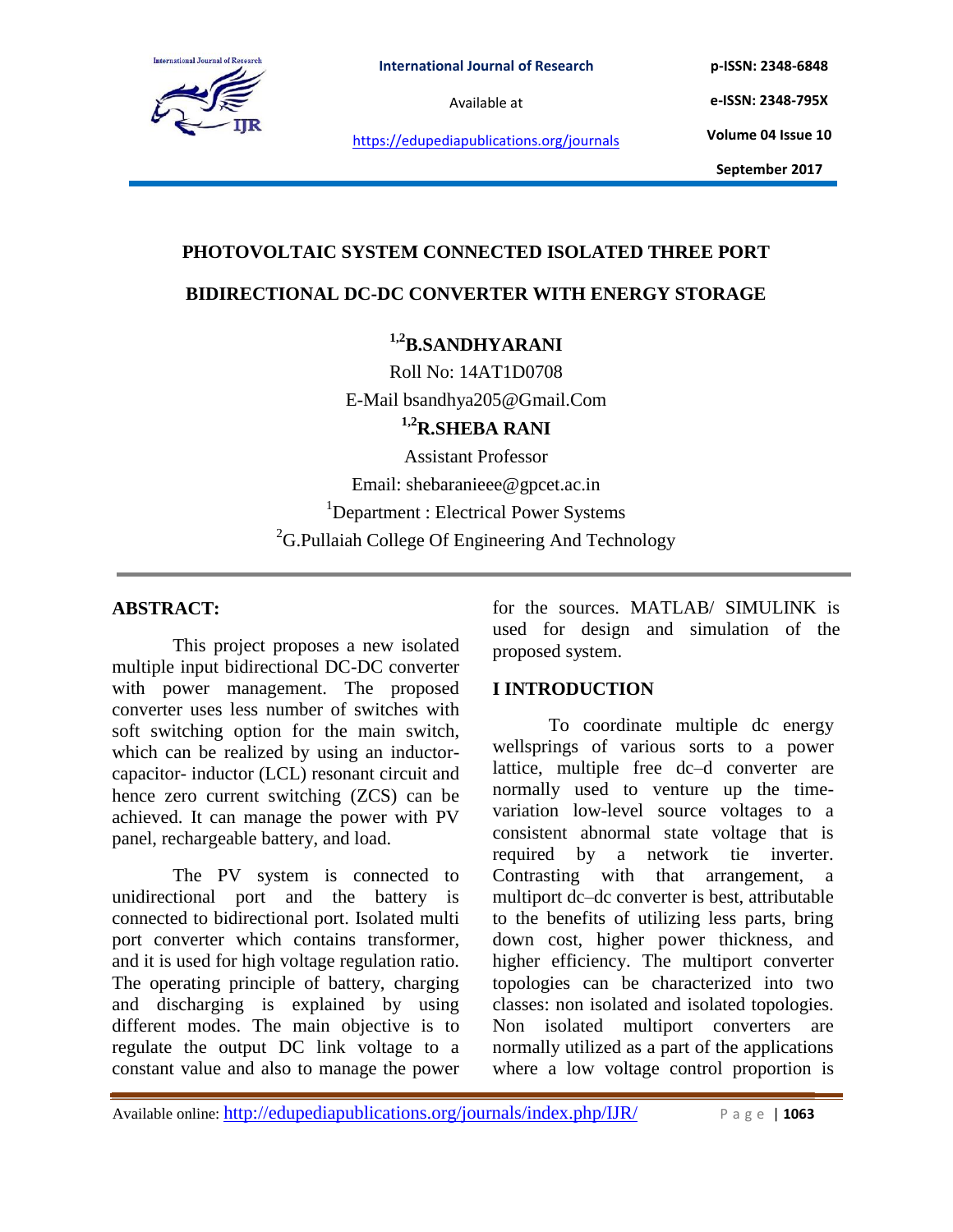# PHOTOVOLTAIC SYSTEM CONNECTED ISOLATED THREE PORT BIDIRECTIONAL DC-DC CONVERTER WITH ENERGY STORAGE

**[1,2]B.SANDHYARANI**

Roll No: 14AT1D0708

E-Mail bsandhya205@Gmail.Com

**[1,2]R.SHEBA RANI**

Assistant Professor

Email: shebaranieee@gpcet.ac.in

[1]Department : Electrical Power Systems

[2]G.Pullaiah College Of Engineering And Technology

## ABSTRACT:

This project proposes a new isolated multiple input bidirectional DC-DC converter with power management. The proposed converter uses less number of switches with soft switching option for the main switch, which can be realized by using an inductor-capacitor- inductor (LCL) resonant circuit and hence zero current switching (ZCS) can be achieved. It can manage the power with PV panel, rechargeable battery, and load.

The PV system is connected to unidirectional port and the battery is connected to bidirectional port. Isolated multi port converter which contains transformer, and it is used for high voltage regulation ratio. The operating principle of battery, charging and discharging is explained by using different modes. The main objective is to regulate the output DC link voltage to a constant value and also to manage the power for the sources. MATLAB/ SIMULINK is used for design and simulation of the proposed system.

## I INTRODUCTION

To coordinate multiple dc energy wellsprings of various sorts to a power lattice, multiple free dc–d converter are normally used to venture up the time-variation low-level source voltages to a consistent abnormal state voltage that is required by a network tie inverter. Contrasting with that arrangement, a multiport dc–dc converter is best, attributable to the benefits of utilizing less parts, bring down cost, higher power thickness, and higher efficiency. The multiport converter topologies can be characterized into two classes: non isolated and isolated topologies. Non isolated multiport converters are normally utilized as a part of the applications where a low voltage control proportion is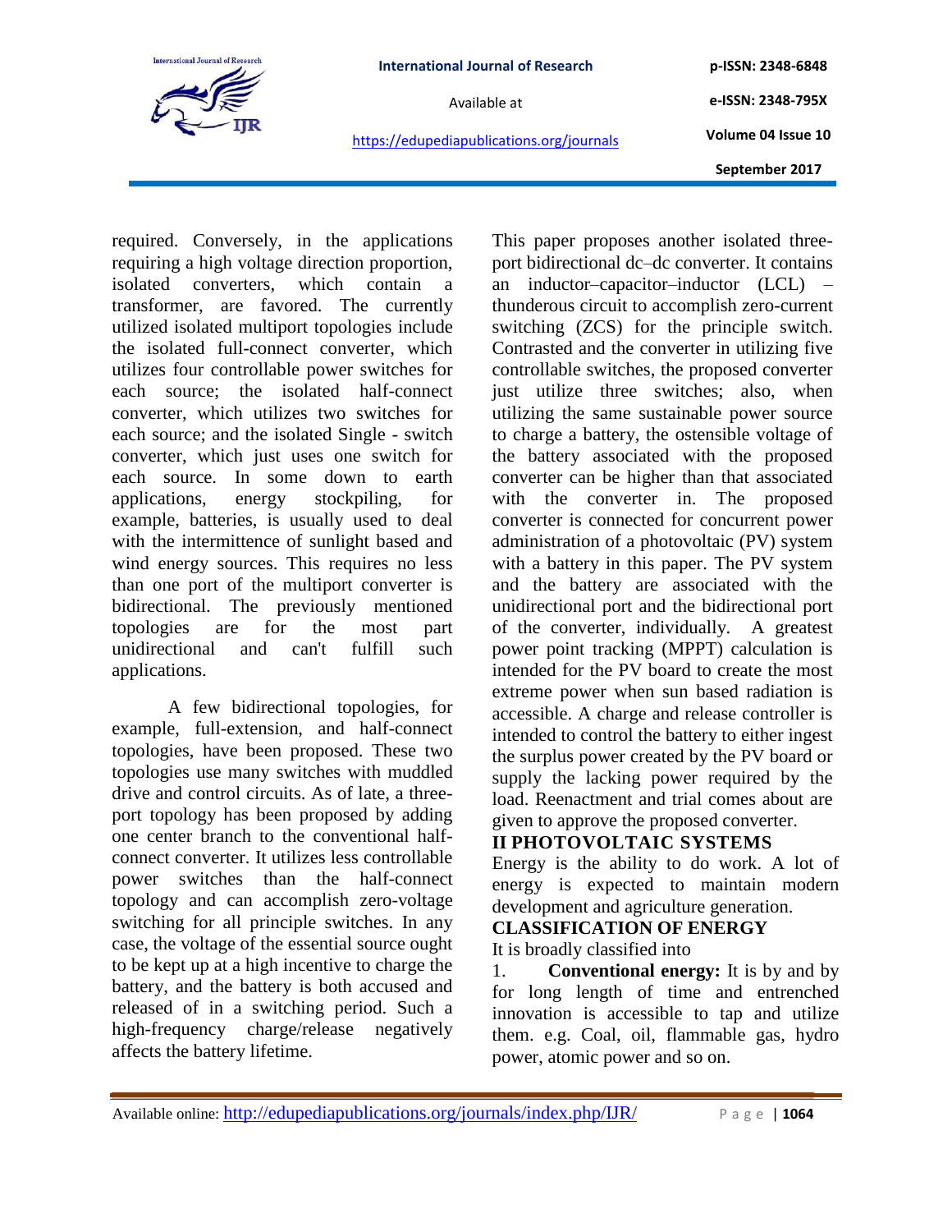required. Conversely, in the applications requiring a high voltage direction proportion, isolated converters, which contain a transformer, are favored. The currently utilized isolated multiport topologies include the isolated full-connect converter, which utilizes four controllable power switches for each source; the isolated half-connect converter, which utilizes two switches for each source; and the isolated Single - switch converter, which just uses one switch for each source. In some down to earth applications, energy stockpiling, for example, batteries, is usually used to deal with the intermittence of sunlight based and wind energy sources. This requires no less than one port of the multiport converter is bidirectional. The previously mentioned topologies are for the most part unidirectional and can't fulfill such applications.

A few bidirectional topologies, for example, full-extension, and half-connect topologies, have been proposed. These two topologies use many switches with muddled drive and control circuits. As of late, a three-port topology has been proposed by adding one center branch to the conventional half-connect converter. It utilizes less controllable power switches than the half-connect topology and can accomplish zero-voltage switching for all principle switches. In any case, the voltage of the essential source ought to be kept up at a high incentive to charge the battery, and the battery is both accused and released of in a switching period. Such a high-frequency charge/release negatively affects the battery lifetime.

This paper proposes another isolated three-port bidirectional dc–dc converter. It contains an inductor–capacitor–inductor (LCL) – thunderous circuit to accomplish zero-current switching (ZCS) for the principle switch. Contrasted and the converter in utilizing five controllable switches, the proposed converter just utilize three switches; also, when utilizing the same sustainable power source to charge a battery, the ostensible voltage of the battery associated with the proposed converter can be higher than that associated with the converter in. The proposed converter is connected for concurrent power administration of a photovoltaic (PV) system with a battery in this paper. The PV system and the battery are associated with the unidirectional port and the bidirectional port of the converter, individually. A greatest power point tracking (MPPT) calculation is intended for the PV board to create the most extreme power when sun based radiation is accessible. A charge and release controller is intended to control the battery to either ingest the surplus power created by the PV board or supply the lacking power required by the load. Reenactment and trial comes about are given to approve the proposed converter.

## II PHOTOVOLTAIC SYSTEMS

Energy is the ability to do work. A lot of energy is expected to maintain modern development and agriculture generation.

### CLASSIFICATION OF ENERGY

It is broadly classified into

1. **Conventional energy:** It is by and by for long length of time and entrenched innovation is accessible to tap and utilize them. e.g. Coal, oil, flammable gas, hydro power, atomic power and so on.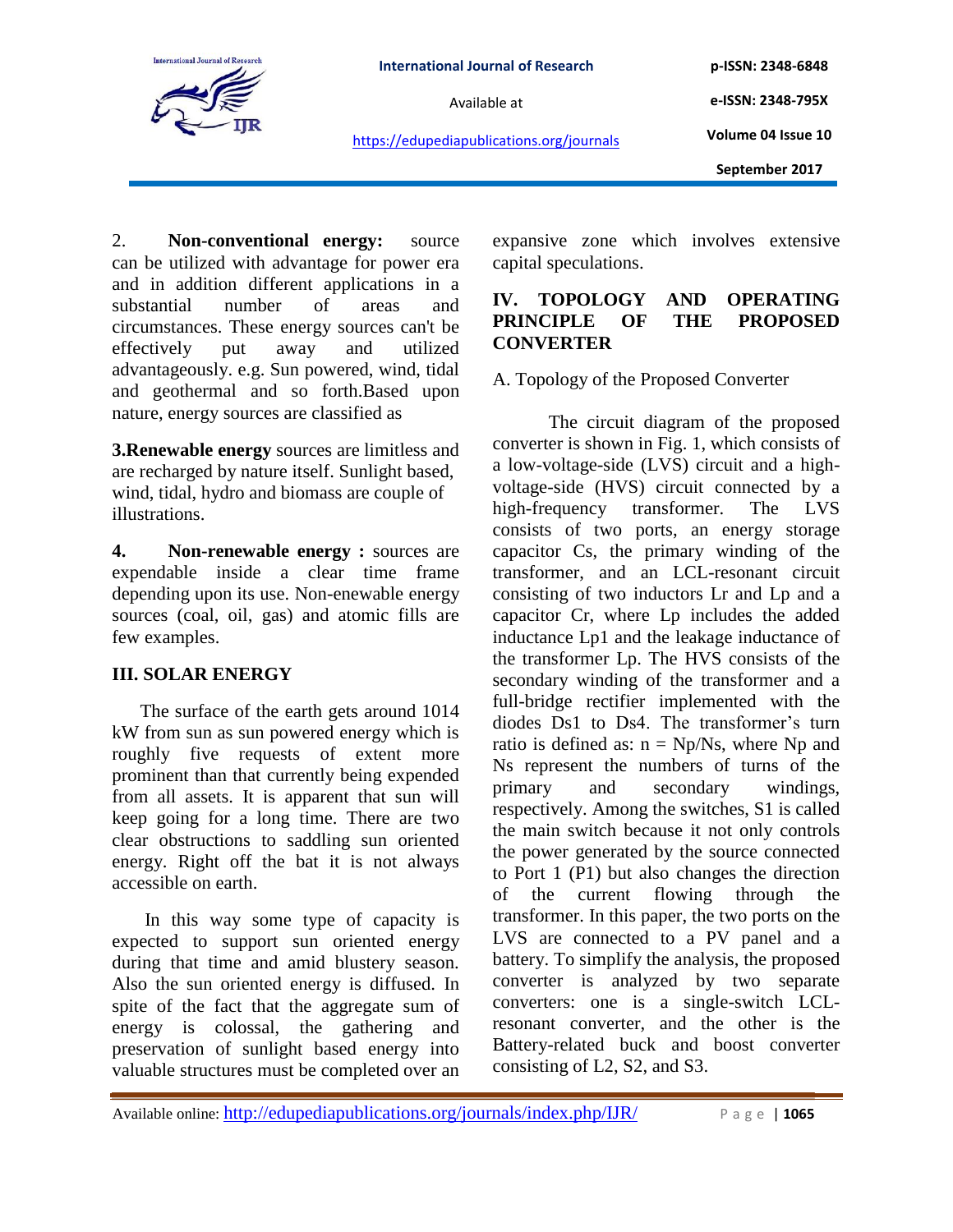2. **Non-conventional energy:** source can be utilized with advantage for power era and in addition different applications in a substantial number of areas and circumstances. These energy sources can't be effectively put away and utilized advantageously. e.g. Sun powered, wind, tidal and geothermal and so forth.Based upon nature, energy sources are classified as

**3.Renewable energy** sources are limitless and are recharged by nature itself. Sunlight based, wind, tidal, hydro and biomass are couple of illustrations.

**4. Non-renewable energy :** sources are expendable inside a clear time frame depending upon its use. Non-enewable energy sources (coal, oil, gas) and atomic fills are few examples.

## III. SOLAR ENERGY

The surface of the earth gets around 1014 kW from sun as sun powered energy which is roughly five requests of extent more prominent than that currently being expended from all assets. It is apparent that sun will keep going for a long time. There are two clear obstructions to saddling sun oriented energy. Right off the bat it is not always accessible on earth.

In this way some type of capacity is expected to support sun oriented energy during that time and amid blustery season. Also the sun oriented energy is diffused. In spite of the fact that the aggregate sum of energy is colossal, the gathering and preservation of sunlight based energy into valuable structures must be completed over an expansive zone which involves extensive capital speculations.

## IV. TOPOLOGY AND OPERATING PRINCIPLE OF THE PROPOSED CONVERTER

A. Topology of the Proposed Converter

The circuit diagram of the proposed converter is shown in Fig. 1, which consists of a low-voltage-side (LVS) circuit and a high-voltage-side (HVS) circuit connected by a high-frequency transformer. The LVS consists of two ports, an energy storage capacitor Cs, the primary winding of the transformer, and an LCL-resonant circuit consisting of two inductors Lr and Lp and a capacitor Cr, where Lp includes the added inductance Lp1 and the leakage inductance of the transformer Lp. The HVS consists of the secondary winding of the transformer and a full-bridge rectifier implemented with the diodes Ds1 to Ds4. The transformer's turn ratio is defined as: n = Np/Ns, where Np and Ns represent the numbers of turns of the primary and secondary windings, respectively. Among the switches, S1 is called the main switch because it not only controls the power generated by the source connected to Port 1 (P1) but also changes the direction of the current flowing through the transformer. In this paper, the two ports on the LVS are connected to a PV panel and a battery. To simplify the analysis, the proposed converter is analyzed by two separate converters: one is a single-switch LCL-resonant converter, and the other is the Battery-related buck and boost converter consisting of L2, S2, and S3.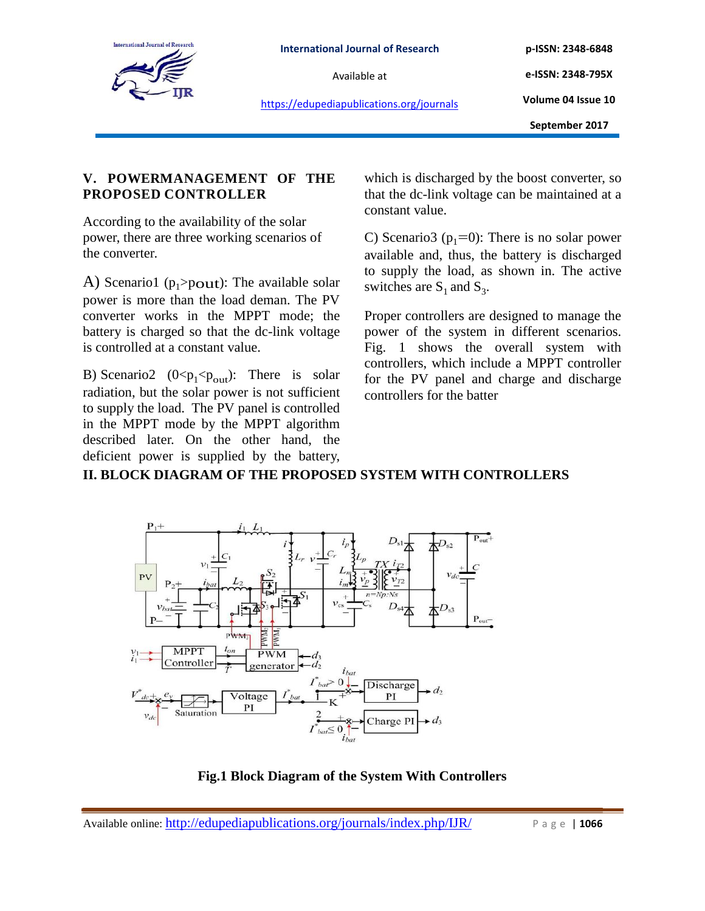## V. POWERMANAGEMENT OF THE PROPOSED CONTROLLER

According to the availability of the solar power, there are three working scenarios of the converter.

A) Scenario1 ($p_1$>pout): The available solar power is more than the load deman. The PV converter works in the MPPT mode; the battery is charged so that the dc-link voltage is controlled at a constant value.

B) Scenario2 ($0<p_1<p_{out}$): There is solar radiation, but the solar power is not sufficient to supply the load. The PV panel is controlled in the MPPT mode by the MPPT algorithm described later. On the other hand, the deficient power is supplied by the battery, which is discharged by the boost converter, so that the dc-link voltage can be maintained at a constant value.

C) Scenario3 ($p_1$=0): There is no solar power available and, thus, the battery is discharged to supply the load, as shown in. The active switches are $S_1$ and $S_3$.

Proper controllers are designed to manage the power of the system in different scenarios. Fig. 1 shows the overall system with controllers, which include a MPPT controller for the PV panel and charge and discharge controllers for the batter

## II. BLOCK DIAGRAM OF THE PROPOSED SYSTEM WITH CONTROLLERS

**Fig.1 Block Diagram of the System With Controllers**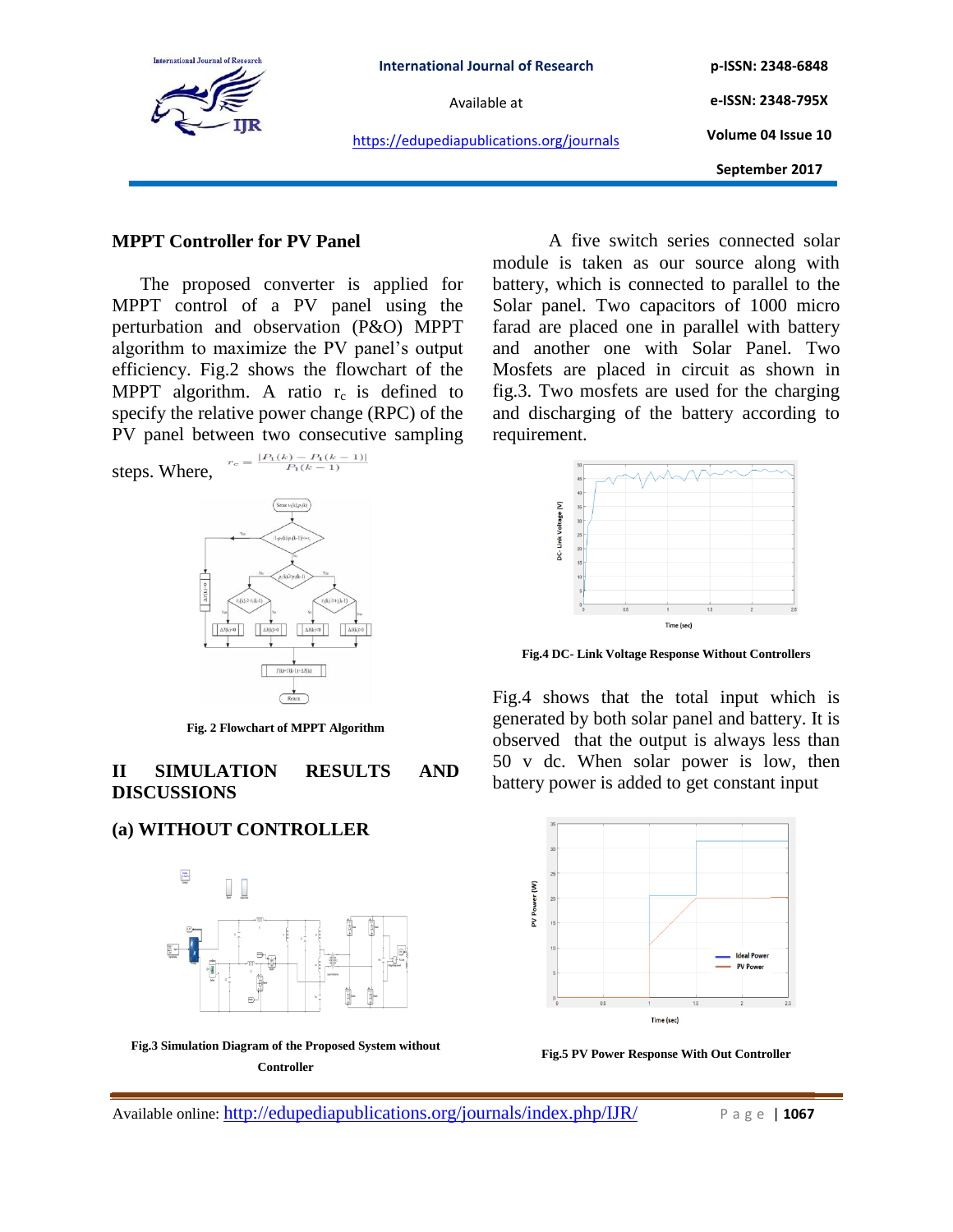## MPPT Controller for PV Panel

The proposed converter is applied for MPPT control of a PV panel using the perturbation and observation (P&O) MPPT algorithm to maximize the PV panel's output efficiency. Fig.2 shows the flowchart of the MPPT algorithm. A ratio $r_c$ is defined to specify the relative power change (RPC) of the PV panel between two consecutive sampling steps. Where, $r_c = \frac{|P_1(k) - P_1(k-1)|}{P_1(k-1)}$

Fig. 2 Flowchart of MPPT Algorithm

## II SIMULATION RESULTS AND DISCUSSIONS

### (a) WITHOUT CONTROLLER

Fig.3 Simulation Diagram of the Proposed System without Controller

A five switch series connected solar module is taken as our source along with battery, which is connected to parallel to the Solar panel. Two capacitors of 1000 micro farad are placed one in parallel with battery and another one with Solar Panel. Two Mosfets are placed in circuit as shown in fig.3. Two mosfets are used for the charging and discharging of the battery according to requirement.

Fig.4 DC- Link Voltage Response Without Controllers

Fig.4 shows that the total input which is generated by both solar panel and battery. It is observed that the output is always less than 50 v dc. When solar power is low, then battery power is added to get constant input

Fig.5 PV Power Response With Out Controller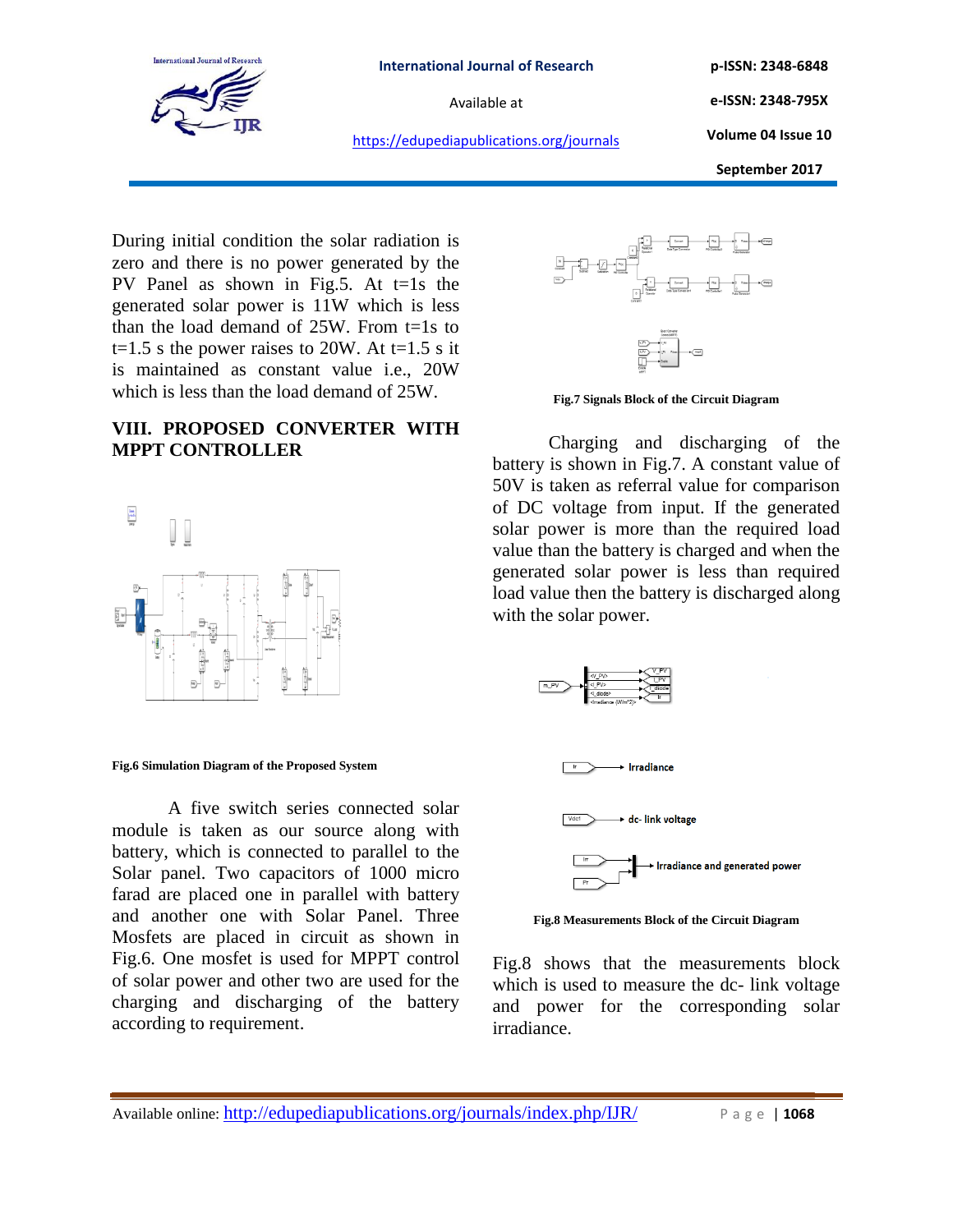During initial condition the solar radiation is zero and there is no power generated by the PV Panel as shown in Fig.5. At t=1s the generated solar power is 11W which is less than the load demand of 25W. From t=1s to t=1.5 s the power raises to 20W. At t=1.5 s it is maintained as constant value i.e., 20W which is less than the load demand of 25W.

## VIII. PROPOSED CONVERTER WITH MPPT CONTROLLER

**Fig.6 Simulation Diagram of the Proposed System**

A five switch series connected solar module is taken as our source along with battery, which is connected to parallel to the Solar panel. Two capacitors of 1000 micro farad are placed one in parallel with battery and another one with Solar Panel. Three Mosfets are placed in circuit as shown in Fig.6. One mosfet is used for MPPT control of solar power and other two are used for the charging and discharging of the battery according to requirement.

**Fig.7 Signals Block of the Circuit Diagram**

Charging and discharging of the battery is shown in Fig.7. A constant value of 50V is taken as referral value for comparison of DC voltage from input. If the generated solar power is more than the required load value than the battery is charged and when the generated solar power is less than required load value then the battery is discharged along with the solar power.

**Fig.8 Measurements Block of the Circuit Diagram**

Fig.8 shows that the measurements block which is used to measure the dc- link voltage and power for the corresponding solar irradiance.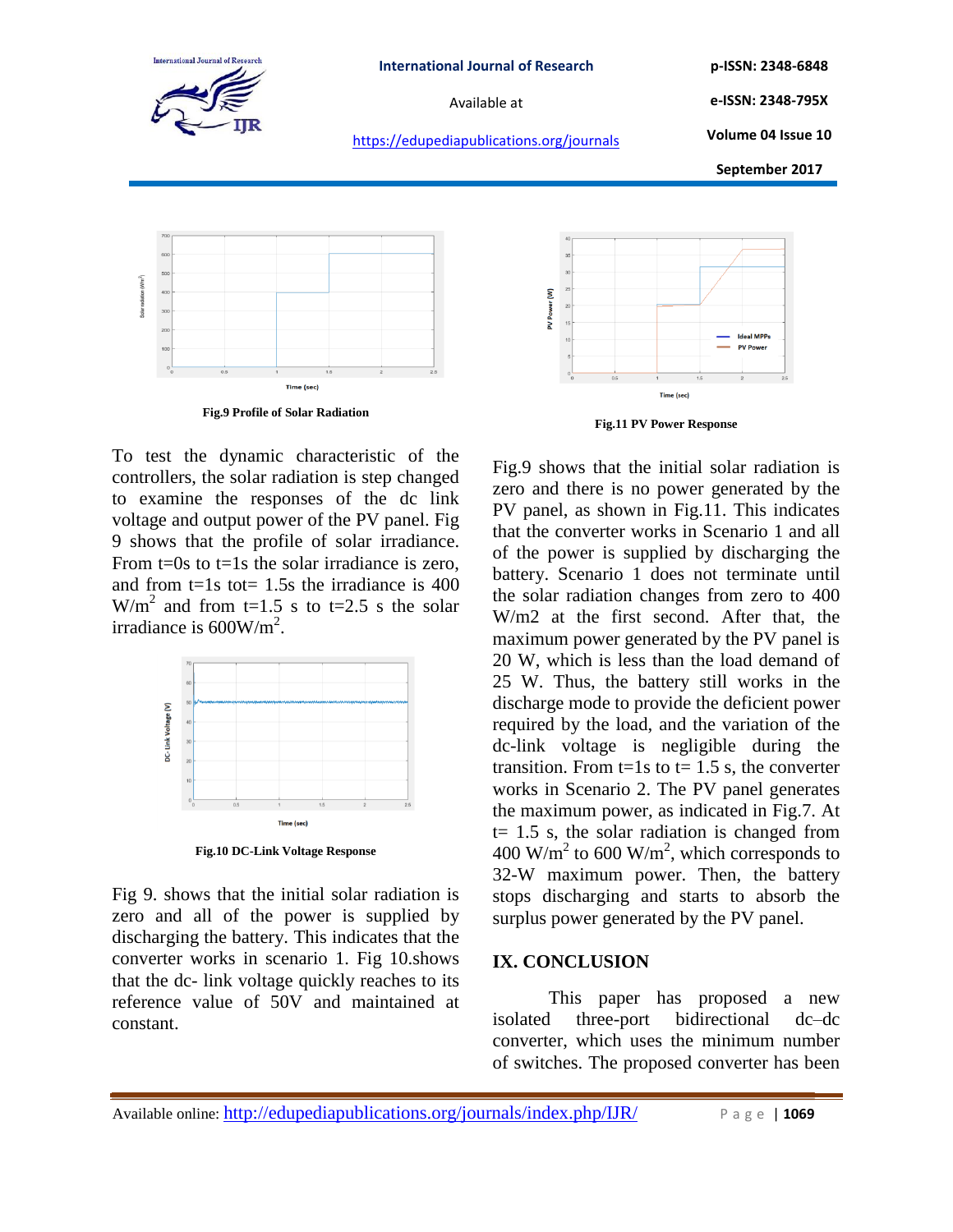Fig.9 Profile of Solar Radiation

To test the dynamic characteristic of the controllers, the solar radiation is step changed to examine the responses of the dc link voltage and output power of the PV panel. Fig 9 shows that the profile of solar irradiance. From t=0s to t=1s the solar irradiance is zero, and from t=1s tot= 1.5s the irradiance is 400 W/m$^2$ and from t=1.5 s to t=2.5 s the solar irradiance is 600W/m$^2$.

Fig.10 DC-Link Voltage Response

Fig 9. shows that the initial solar radiation is zero and all of the power is supplied by discharging the battery. This indicates that the converter works in scenario 1. Fig 10.shows that the dc- link voltage quickly reaches to its reference value of 50V and maintained at constant.

Fig.11 PV Power Response

Fig.9 shows that the initial solar radiation is zero and there is no power generated by the PV panel, as shown in Fig.11. This indicates that the converter works in Scenario 1 and all of the power is supplied by discharging the battery. Scenario 1 does not terminate until the solar radiation changes from zero to 400 W/m2 at the first second. After that, the maximum power generated by the PV panel is 20 W, which is less than the load demand of 25 W. Thus, the battery still works in the discharge mode to provide the deficient power required by the load, and the variation of the dc-link voltage is negligible during the transition. From t=1s to t= 1.5 s, the converter works in Scenario 2. The PV panel generates the maximum power, as indicated in Fig.7. At t= 1.5 s, the solar radiation is changed from 400 W/m$^2$ to 600 W/m$^2$, which corresponds to 32-W maximum power. Then, the battery stops discharging and starts to absorb the surplus power generated by the PV panel.

## IX. CONCLUSION

This paper has proposed a new isolated three-port bidirectional dc–dc converter, which uses the minimum number of switches. The proposed converter has been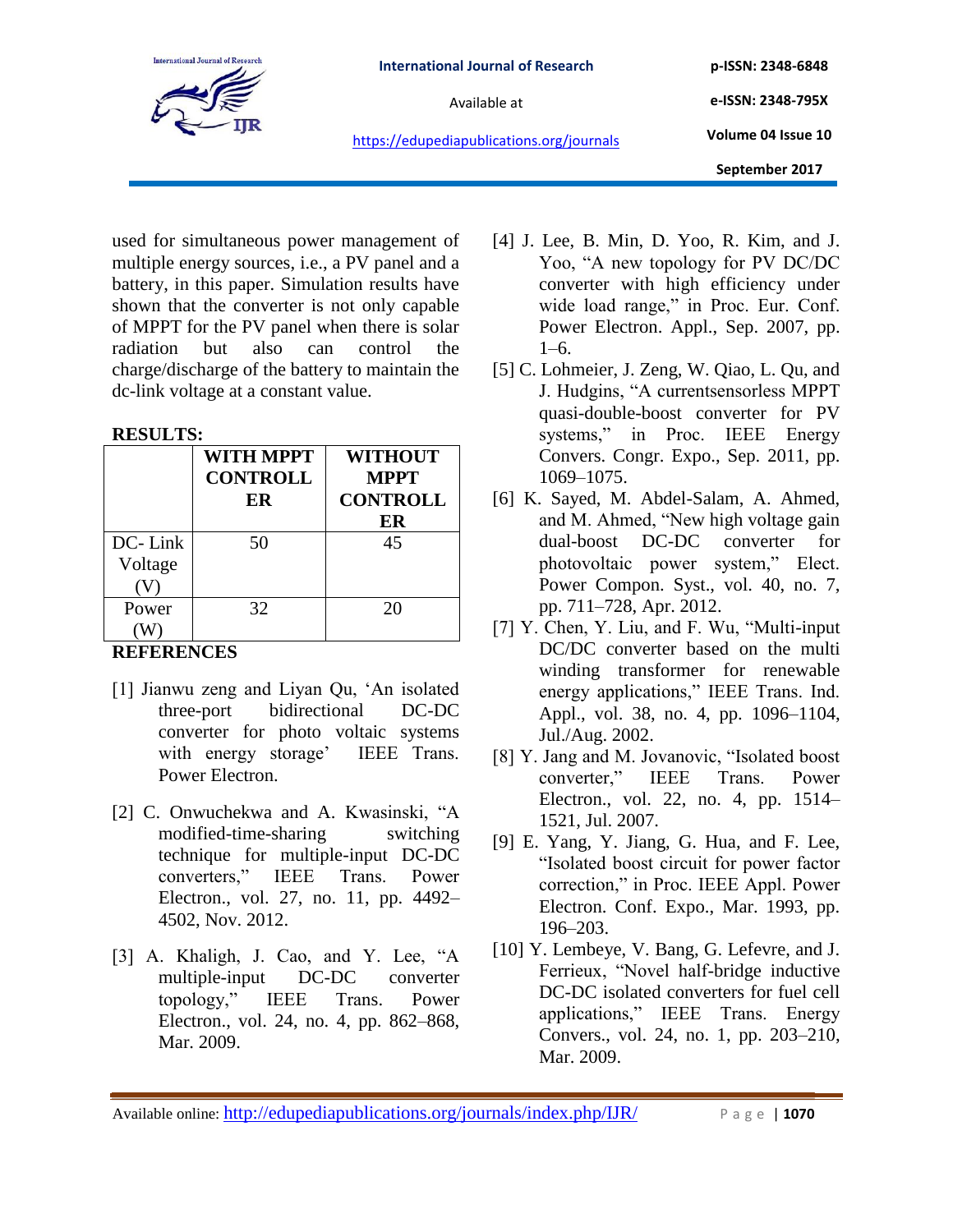used for simultaneous power management of multiple energy sources, i.e., a PV panel and a battery, in this paper. Simulation results have shown that the converter is not only capable of MPPT for the PV panel when there is solar radiation but also can control the charge/discharge of the battery to maintain the dc-link voltage at a constant value.

**RESULTS:**

| | WITH MPPT CONTROLLER | WITHOUT MPPT CONTROLLER |
|---|---|---|
| DC- Link Voltage (V) | 50 | 45 |
| Power (W) | 32 | 20 |

**REFERENCES**

[1] Jianwu zeng and Liyan Qu, 'An isolated three-port bidirectional DC-DC converter for photo voltaic systems with energy storage' IEEE Trans. Power Electron.

[2] C. Onwuchekwa and A. Kwasinski, "A modified-time-sharing switching technique for multiple-input DC-DC converters," IEEE Trans. Power Electron., vol. 27, no. 11, pp. 4492–4502, Nov. 2012.

[3] A. Khaligh, J. Cao, and Y. Lee, "A multiple-input DC-DC converter topology," IEEE Trans. Power Electron., vol. 24, no. 4, pp. 862–868, Mar. 2009.

[4] J. Lee, B. Min, D. Yoo, R. Kim, and J. Yoo, "A new topology for PV DC/DC converter with high efficiency under wide load range," in Proc. Eur. Conf. Power Electron. Appl., Sep. 2007, pp. 1–6.

[5] C. Lohmeier, J. Zeng, W. Qiao, L. Qu, and J. Hudgins, "A currentsensorless MPPT quasi-double-boost converter for PV systems," in Proc. IEEE Energy Convers. Congr. Expo., Sep. 2011, pp. 1069–1075.

[6] K. Sayed, M. Abdel-Salam, A. Ahmed, and M. Ahmed, "New high voltage gain dual-boost DC-DC converter for photovoltaic power system," Elect. Power Compon. Syst., vol. 40, no. 7, pp. 711–728, Apr. 2012.

[7] Y. Chen, Y. Liu, and F. Wu, "Multi-input DC/DC converter based on the multi winding transformer for renewable energy applications," IEEE Trans. Ind. Appl., vol. 38, no. 4, pp. 1096–1104, Jul./Aug. 2002.

[8] Y. Jang and M. Jovanovic, "Isolated boost converter," IEEE Trans. Power Electron., vol. 22, no. 4, pp. 1514–1521, Jul. 2007.

[9] E. Yang, Y. Jiang, G. Hua, and F. Lee, "Isolated boost circuit for power factor correction," in Proc. IEEE Appl. Power Electron. Conf. Expo., Mar. 1993, pp. 196–203.

[10] Y. Lembeye, V. Bang, G. Lefevre, and J. Ferrieux, "Novel half-bridge inductive DC-DC isolated converters for fuel cell applications," IEEE Trans. Energy Convers., vol. 24, no. 1, pp. 203–210, Mar. 2009.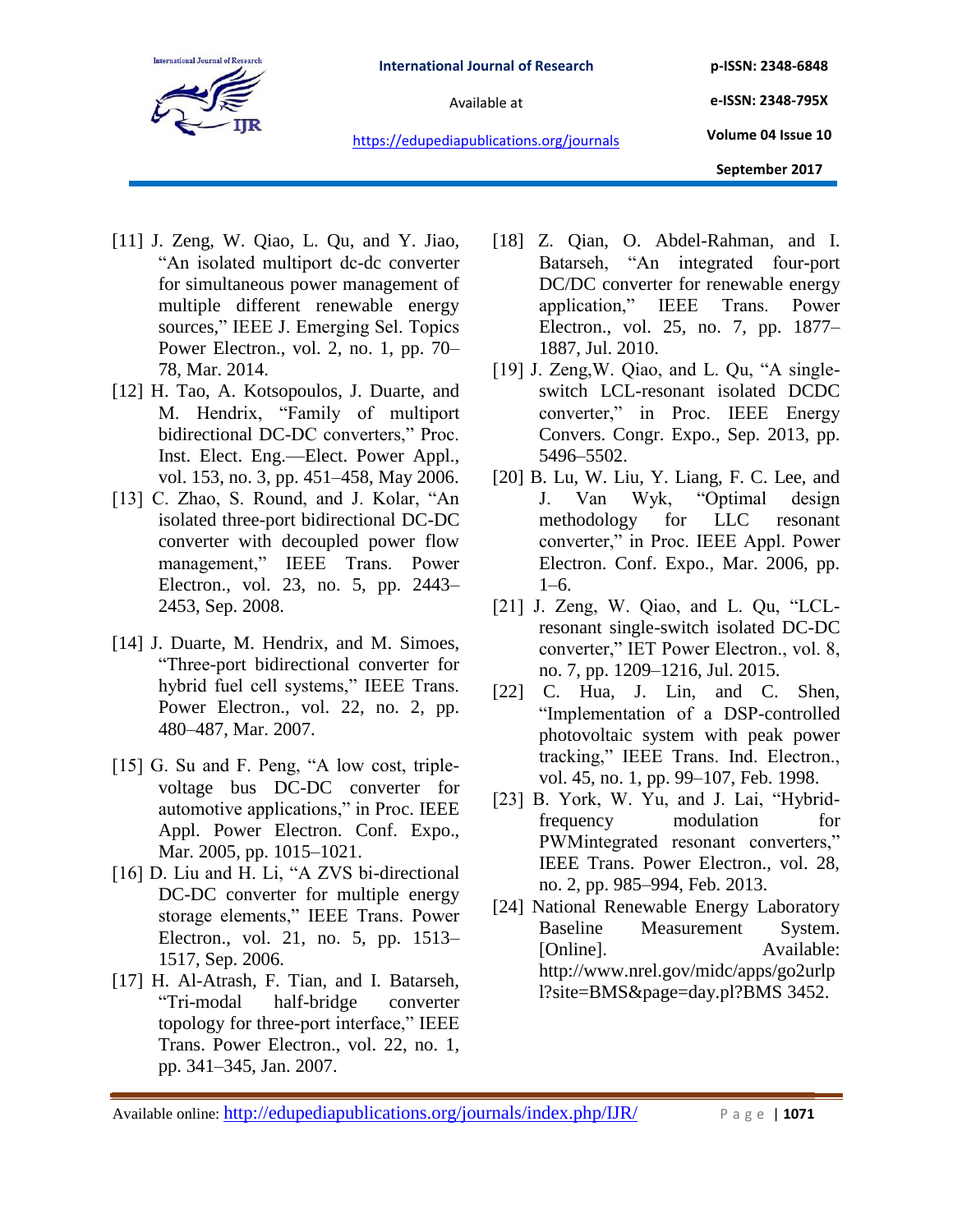[11] J. Zeng, W. Qiao, L. Qu, and Y. Jiao, “An isolated multiport dc-dc converter for simultaneous power management of multiple different renewable energy sources,” IEEE J. Emerging Sel. Topics Power Electron., vol. 2, no. 1, pp. 70–78, Mar. 2014.

[12] H. Tao, A. Kotsopoulos, J. Duarte, and M. Hendrix, “Family of multiport bidirectional DC-DC converters,” Proc. Inst. Elect. Eng.—Elect. Power Appl., vol. 153, no. 3, pp. 451–458, May 2006.

[13] C. Zhao, S. Round, and J. Kolar, “An isolated three-port bidirectional DC-DC converter with decoupled power flow management,” IEEE Trans. Power Electron., vol. 23, no. 5, pp. 2443–2453, Sep. 2008.

[14] J. Duarte, M. Hendrix, and M. Simoes, “Three-port bidirectional converter for hybrid fuel cell systems,” IEEE Trans. Power Electron., vol. 22, no. 2, pp. 480–487, Mar. 2007.

[15] G. Su and F. Peng, “A low cost, triple-voltage bus DC-DC converter for automotive applications,” in Proc. IEEE Appl. Power Electron. Conf. Expo., Mar. 2005, pp. 1015–1021.

[16] D. Liu and H. Li, “A ZVS bi-directional DC-DC converter for multiple energy storage elements,” IEEE Trans. Power Electron., vol. 21, no. 5, pp. 1513–1517, Sep. 2006.

[17] H. Al-Atrash, F. Tian, and I. Batarseh, “Tri-modal half-bridge converter topology for three-port interface,” IEEE Trans. Power Electron., vol. 22, no. 1, pp. 341–345, Jan. 2007.

[18] Z. Qian, O. Abdel-Rahman, and I. Batarseh, “An integrated four-port DC/DC converter for renewable energy application,” IEEE Trans. Power Electron., vol. 25, no. 7, pp. 1877–1887, Jul. 2010.

[19] J. Zeng,W. Qiao, and L. Qu, “A single-switch LCL-resonant isolated DCDC converter,” in Proc. IEEE Energy Convers. Congr. Expo., Sep. 2013, pp. 5496–5502.

[20] B. Lu, W. Liu, Y. Liang, F. C. Lee, and J. Van Wyk, “Optimal design methodology for LLC resonant converter,” in Proc. IEEE Appl. Power Electron. Conf. Expo., Mar. 2006, pp. 1–6.

[21] J. Zeng, W. Qiao, and L. Qu, “LCL-resonant single-switch isolated DC-DC converter,” IET Power Electron., vol. 8, no. 7, pp. 1209–1216, Jul. 2015.

[22] C. Hua, J. Lin, and C. Shen, “Implementation of a DSP-controlled photovoltaic system with peak power tracking,” IEEE Trans. Ind. Electron., vol. 45, no. 1, pp. 99–107, Feb. 1998.

[23] B. York, W. Yu, and J. Lai, “Hybrid-frequency modulation for PWMintegrated resonant converters,” IEEE Trans. Power Electron., vol. 28, no. 2, pp. 985–994, Feb. 2013.

[24] National Renewable Energy Laboratory Baseline Measurement System. [Online]. Available: http://www.nrel.gov/midc/apps/go2url?site=BMS&page=day.pl?BMS 3452.